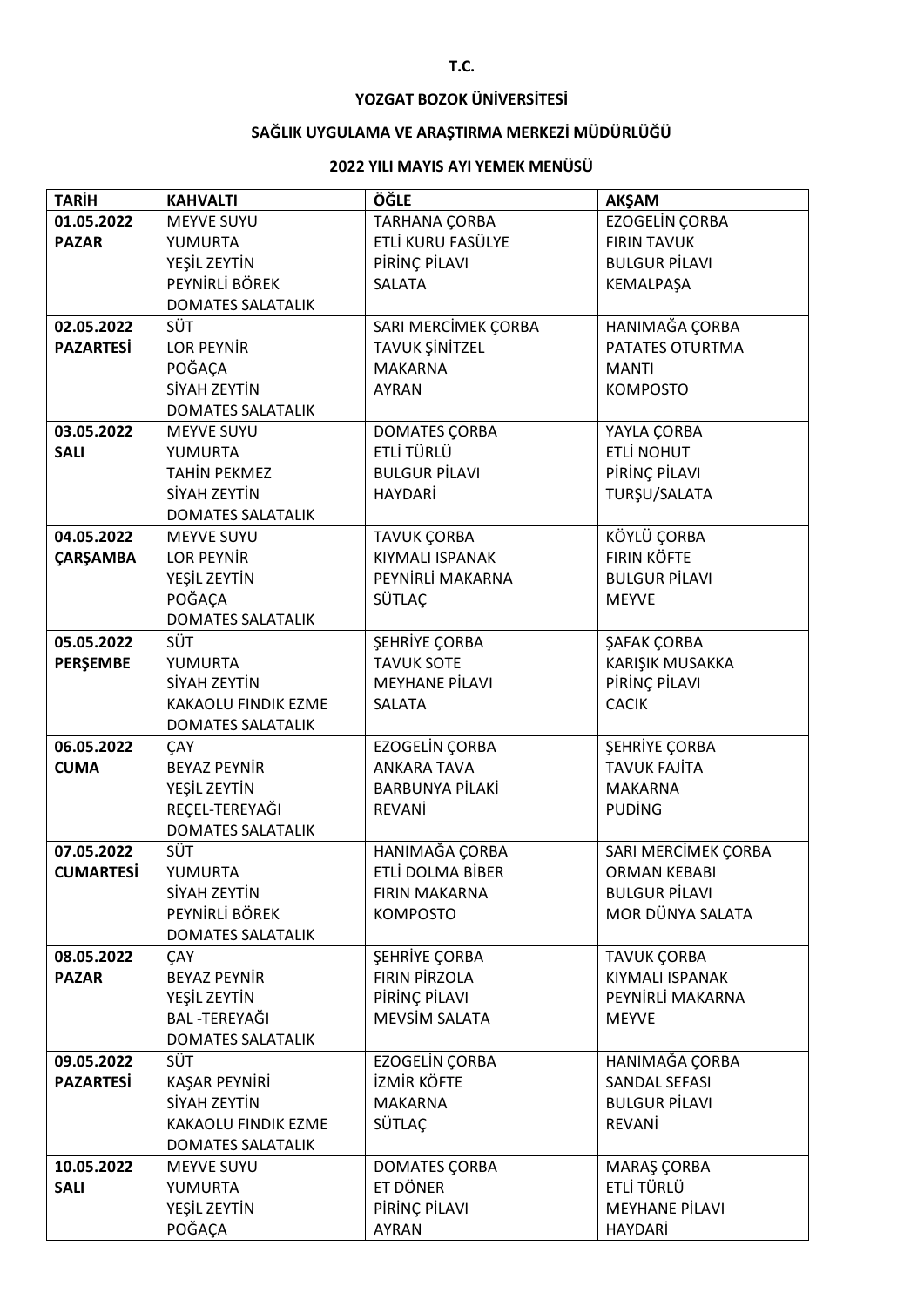**T.C.**

**YOZGAT BOZOK ÜNİVERSİTESİ**

**SAĞLIK UYGULAMA VE ARAŞTIRMA MERKEZİ MÜDÜRLÜĞÜ**

**2022 YILI MAYIS AYI YEMEK MENÜSÜ**

| TARİH | KAHVALTI | ÖĞLE | AKŞAM |
|---|---|---|---|
| **01.05.2022 PAZAR** | MEYVE SUYU<br>YUMURTA<br>YEŞİL ZEYTİN<br>PEYNİRLİ BÖREK<br>DOMATES SALATALIK | TARHANA ÇORBA<br>ETLİ KURU FASÜLYE<br>PİRİNÇ PİLAVI<br>SALATA | EZOGELİN ÇORBA<br>FIRIN TAVUK<br>BULGUR PİLAVI<br>KEMALPAŞA |
| **02.05.2022 PAZARTESİ** | SÜT<br>LOR PEYNİR<br>POĞAÇA<br>SİYAH ZEYTİN<br>DOMATES SALATALIK | SARI MERCİMEK ÇORBA<br>TAVUK ŞİNİTZEL<br>MAKARNA<br>AYRAN | HANIMAĞA ÇORBA<br>PATATES OTURTMA<br>MANTI<br>KOMPOSTO |
| **03.05.2022 SALI** | MEYVE SUYU<br>YUMURTA<br>TAHİN PEKMEZ<br>SİYAH ZEYTİN<br>DOMATES SALATALIK | DOMATES ÇORBA<br>ETLİ TÜRLÜ<br>BULGUR PİLAVI<br>HAYDARİ | YAYLA ÇORBA<br>ETLİ NOHUT<br>PİRİNÇ PİLAVI<br>TURŞU/SALATA |
| **04.05.2022 ÇARŞAMBA** | MEYVE SUYU<br>LOR PEYNİR<br>YEŞİL ZEYTİN<br>POĞAÇA<br>DOMATES SALATALIK | TAVUK ÇORBA<br>KIYMALI ISPANAK<br>PEYNİRLİ MAKARNA<br>SÜTLAÇ | KÖYLÜ ÇORBA<br>FIRIN KÖFTE<br>BULGUR PİLAVI<br>MEYVE |
| **05.05.2022 PERŞEMBE** | SÜT<br>YUMURTA<br>SİYAH ZEYTİN<br>KAKAOLU FINDIK EZME<br>DOMATES SALATALIK | ŞEHRİYE ÇORBA<br>TAVUK SOTE<br>MEYHANE PİLAVI<br>SALATA | ŞAFAK ÇORBA<br>KARIŞIK MUSAKKA<br>PİRİNÇ PİLAVI<br>CACIK |
| **06.05.2022 CUMA** | ÇAY<br>BEYAZ PEYNİR<br>YEŞİL ZEYTİN<br>REÇEL-TEREYAĞI<br>DOMATES SALATALIK | EZOGELİN ÇORBA<br>ANKARA TAVA<br>BARBUNYA PİLAKİ<br>REVANİ | ŞEHRİYE ÇORBA<br>TAVUK FAJİTA<br>MAKARNA<br>PUDİNG |
| **07.05.2022 CUMARTESİ** | SÜT<br>YUMURTA<br>SİYAH ZEYTİN<br>PEYNİRLİ BÖREK<br>DOMATES SALATALIK | HANIMAĞA ÇORBA<br>ETLİ DOLMA BİBER<br>FIRIN MAKARNA<br>KOMPOSTO | SARI MERCİMEK ÇORBA<br>ORMAN KEBABI<br>BULGUR PİLAVI<br>MOR DÜNYA SALATA |
| **08.05.2022 PAZAR** | ÇAY<br>BEYAZ PEYNİR<br>YEŞİL ZEYTİN<br>BAL -TEREYAĞI<br>DOMATES SALATALIK | ŞEHRİYE ÇORBA<br>FIRIN PİRZOLA<br>PİRİNÇ PİLAVI<br>MEVSİM SALATA | TAVUK ÇORBA<br>KIYMALI ISPANAK<br>PEYNİRLİ MAKARNA<br>MEYVE |
| **09.05.2022 PAZARTESİ** | SÜT<br>KAŞAR PEYNİRİ<br>SİYAH ZEYTİN<br>KAKAOLU FINDIK EZME<br>DOMATES SALATALIK | EZOGELİN ÇORBA<br>İZMİR KÖFTE<br>MAKARNA<br>SÜTLAÇ | HANIMAĞA ÇORBA<br>SANDAL SEFASI<br>BULGUR PİLAVI<br>REVANİ |
| **10.05.2022 SALI** | MEYVE SUYU<br>YUMURTA<br>YEŞİL ZEYTİN<br>POĞAÇA | DOMATES ÇORBA<br>ET DÖNER<br>PİRİNÇ PİLAVI<br>AYRAN | MARAŞ ÇORBA<br>ETLİ TÜRLÜ<br>MEYHANE PİLAVI<br>HAYDARİ |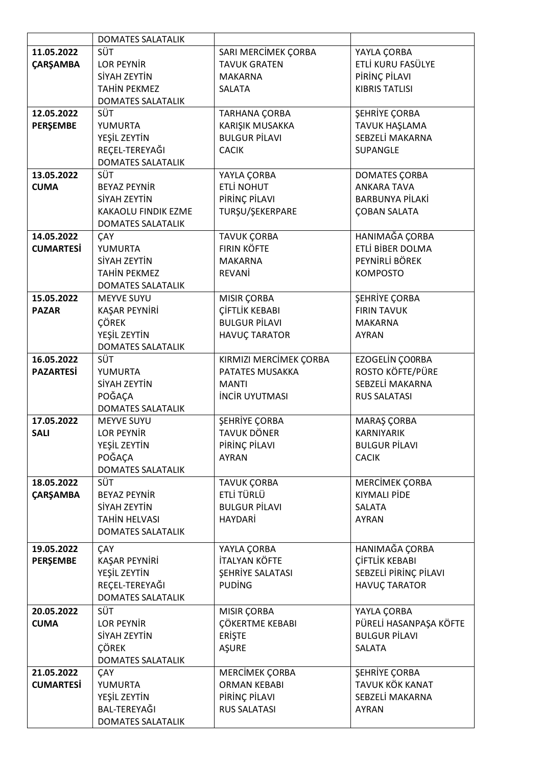| | | | |
|---|---|---|---|
| | DOMATES SALATALIK | | |
| **11.05.2022 ÇARŞAMBA** | SÜT<br>LOR PEYNİR<br>SİYAH ZEYTİN<br>TAHİN PEKMEZ<br>DOMATES SALATALIK | SARI MERCİMEK ÇORBA<br>TAVUK GRATEN<br>MAKARNA<br>SALATA | YAYLA ÇORBA<br>ETLİ KURU FASÜLYE<br>PİRİNÇ PİLAVI<br>KIBRIS TATLISI |
| **12.05.2022 PERŞEMBE** | SÜT<br>YUMURTA<br>YEŞİL ZEYTİN<br>REÇEL-TEREYAĞI<br>DOMATES SALATALIK | TARHANA ÇORBA<br>KARIŞIK MUSAKKA<br>BULGUR PİLAVI<br>CACIK | ŞEHRİYE ÇORBA<br>TAVUK HAŞLAMA<br>SEBZELİ MAKARNA<br>SUPANGLE |
| **13.05.2022 CUMA** | SÜT<br>BEYAZ PEYNİR<br>SİYAH ZEYTİN<br>KAKAOLU FINDIK EZME<br>DOMATES SALATALIK | YAYLA ÇORBA<br>ETLİ NOHUT<br>PİRİNÇ PİLAVI<br>TURŞU/ŞEKERPARE | DOMATES ÇORBA<br>ANKARA TAVA<br>BARBUNYA PİLAKİ<br>ÇOBAN SALATA |
| **14.05.2022 CUMARTESİ** | ÇAY<br>YUMURTA<br>SİYAH ZEYTİN<br>TAHİN PEKMEZ<br>DOMATES SALATALIK | TAVUK ÇORBA<br>FIRIN KÖFTE<br>MAKARNA<br>REVANİ | HANIMAĞA ÇORBA<br>ETLİ BİBER DOLMA<br>PEYNİRLİ BÖREK<br>KOMPOSTO |
| **15.05.2022 PAZAR** | MEYVE SUYU<br>KAŞAR PEYNİRİ<br>ÇÖREK<br>YEŞİL ZEYTİN<br>DOMATES SALATALIK | MISIR ÇORBA<br>ÇİFTLİK KEBABI<br>BULGUR PİLAVI<br>HAVUÇ TARATOR | ŞEHRİYE ÇORBA<br>FIRIN TAVUK<br>MAKARNA<br>AYRAN |
| **16.05.2022 PAZARTESİ** | SÜT<br>YUMURTA<br>SİYAH ZEYTİN<br>POĞAÇA<br>DOMATES SALATALIK | KIRMIZI MERCİMEK ÇORBA<br>PATATES MUSAKKA<br>MANTI<br>İNCİR UYUTMASI | EZOGELİN ÇO0RBA<br>ROSTO KÖFTE/PÜRE<br>SEBZELİ MAKARNA<br>RUS SALATASI |
| **17.05.2022 SALI** | MEYVE SUYU<br>LOR PEYNİR<br>YEŞİL ZEYTİN<br>POĞAÇA<br>DOMATES SALATALIK | ŞEHRİYE ÇORBA<br>TAVUK DÖNER<br>PİRİNÇ PİLAVI<br>AYRAN | MARAŞ ÇORBA<br>KARNIYARIK<br>BULGUR PİLAVI<br>CACIK |
| **18.05.2022 ÇARŞAMBA** | SÜT<br>BEYAZ PEYNİR<br>SİYAH ZEYTİN<br>TAHİN HELVASI<br>DOMATES SALATALIK | TAVUK ÇORBA<br>ETLİ TÜRLÜ<br>BULGUR PİLAVI<br>HAYDARİ | MERCİMEK ÇORBA<br>KIYMALI PİDE<br>SALATA<br>AYRAN |
| **19.05.2022 PERŞEMBE** | ÇAY<br>KAŞAR PEYNİRİ<br>YEŞİL ZEYTİN<br>REÇEL-TEREYAĞI<br>DOMATES SALATALIK | YAYLA ÇORBA<br>İTALYAN KÖFTE<br>ŞEHRİYE SALATASI<br>PUDİNG | HANIMAĞA ÇORBA<br>ÇİFTLİK KEBABI<br>SEBZELİ PİRİNÇ PİLAVI<br>HAVUÇ TARATOR |
| **20.05.2022 CUMA** | SÜT<br>LOR PEYNİR<br>SİYAH ZEYTİN<br>ÇÖREK<br>DOMATES SALATALIK | MISIR ÇORBA<br>ÇÖKERTME KEBABI<br>ERİŞTE<br>AŞURE | YAYLA ÇORBA<br>PÜRELİ HASANPAŞA KÖFTE<br>BULGUR PİLAVI<br>SALATA |
| **21.05.2022 CUMARTESİ** | ÇAY<br>YUMURTA<br>YEŞİL ZEYTİN<br>BAL-TEREYAĞI<br>DOMATES SALATALIK | MERCİMEK ÇORBA<br>ORMAN KEBABI<br>PİRİNÇ PİLAVI<br>RUS SALATASI | ŞEHRİYE ÇORBA<br>TAVUK KÖK KANAT<br>SEBZELİ MAKARNA<br>AYRAN |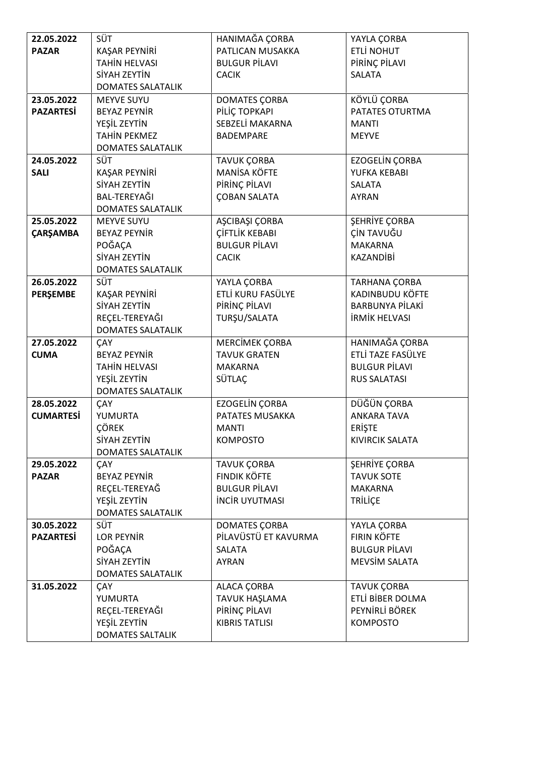| | | | |
|---|---|---|---|
| **22.05.2022**<br>**PAZAR** | SÜT<br>KAŞAR PEYNİRİ<br>TAHİN HELVASI<br>SİYAH ZEYTİN<br>DOMATES SALATALIK | HANIMAĞA ÇORBA<br>PATLICAN MUSAKKA<br>BULGUR PİLAVI<br>CACIK | YAYLA ÇORBA<br>ETLİ NOHUT<br>PİRİNÇ PİLAVI<br>SALATA |
| **23.05.2022**<br>**PAZARTESİ** | MEYVE SUYU<br>BEYAZ PEYNİR<br>YEŞİL ZEYTİN<br>TAHİN PEKMEZ<br>DOMATES SALATALIK | DOMATES ÇORBA<br>PİLİÇ TOPKAPI<br>SEBZELİ MAKARNA<br>BADEMPARE | KÖYLÜ ÇORBA<br>PATATES OTURTMA<br>MANTI<br>MEYVE |
| **24.05.2022**<br>**SALI** | SÜT<br>KAŞAR PEYNİRİ<br>SİYAH ZEYTİN<br>BAL-TEREYAĞI<br>DOMATES SALATALIK | TAVUK ÇORBA<br>MANİSA KÖFTE<br>PİRİNÇ PİLAVI<br>ÇOBAN SALATA | EZOGELİN ÇORBA<br>YUFKA KEBABI<br>SALATA<br>AYRAN |
| **25.05.2022**<br>**ÇARŞAMBA** | MEYVE SUYU<br>BEYAZ PEYNİR<br>POĞAÇA<br>SİYAH ZEYTİN<br>DOMATES SALATALIK | AŞCIBAŞI ÇORBA<br>ÇİFTLİK KEBABI<br>BULGUR PİLAVI<br>CACIK | ŞEHRİYE ÇORBA<br>ÇİN TAVUĞU<br>MAKARNA<br>KAZANDİBİ |
| **26.05.2022**<br>**PERŞEMBE** | SÜT<br>KAŞAR PEYNİRİ<br>SİYAH ZEYTİN<br>REÇEL-TEREYAĞI<br>DOMATES SALATALIK | YAYLA ÇORBA<br>ETLİ KURU FASÜLYE<br>PİRİNÇ PİLAVI<br>TURŞU/SALATA | TARHANA ÇORBA<br>KADINBUDU KÖFTE<br>BARBUNYA PİLAKİ<br>İRMİK HELVASI |
| **27.05.2022**<br>**CUMA** | ÇAY<br>BEYAZ PEYNİR<br>TAHİN HELVASI<br>YEŞİL ZEYTİN<br>DOMATES SALATALIK | MERCİMEK ÇORBA<br>TAVUK GRATEN<br>MAKARNA<br>SÜTLAÇ | HANIMAĞA ÇORBA<br>ETLİ TAZE FASÜLYE<br>BULGUR PİLAVI<br>RUS SALATASI |
| **28.05.2022**<br>**CUMARTESİ** | ÇAY<br>YUMURTA<br>ÇÖREK<br>SİYAH ZEYTİN<br>DOMATES SALATALIK | EZOGELİN ÇORBA<br>PATATES MUSAKKA<br>MANTI<br>KOMPOSTO | DÜĞÜN ÇORBA<br>ANKARA TAVA<br>ERİŞTE<br>KIVIRCIK SALATA |
| **29.05.2022**<br>**PAZAR** | ÇAY<br>BEYAZ PEYNİR<br>REÇEL-TEREYAĞ<br>YEŞİL ZEYTİN<br>DOMATES SALATALIK | TAVUK ÇORBA<br>FINDIK KÖFTE<br>BULGUR PİLAVI<br>İNCİR UYUTMASI | ŞEHRİYE ÇORBA<br>TAVUK SOTE<br>MAKARNA<br>TRİLİÇE |
| **30.05.2022**<br>**PAZARTESİ** | SÜT<br>LOR PEYNİR<br>POĞAÇA<br>SİYAH ZEYTİN<br>DOMATES SALATALIK | DOMATES ÇORBA<br>PİLAVÜSTÜ ET KAVURMA<br>SALATA<br>AYRAN | YAYLA ÇORBA<br>FIRIN KÖFTE<br>BULGUR PİLAVI<br>MEVSİM SALATA |
| **31.05.2022** | ÇAY<br>YUMURTA<br>REÇEL-TEREYAĞI<br>YEŞİL ZEYTİN<br>DOMATES SALTALIK | ALACA ÇORBA<br>TAVUK HAŞLAMA<br>PİRİNÇ PİLAVI<br>KIBRIS TATLISI | TAVUK ÇORBA<br>ETLİ BİBER DOLMA<br>PEYNİRLİ BÖREK<br>KOMPOSTO |